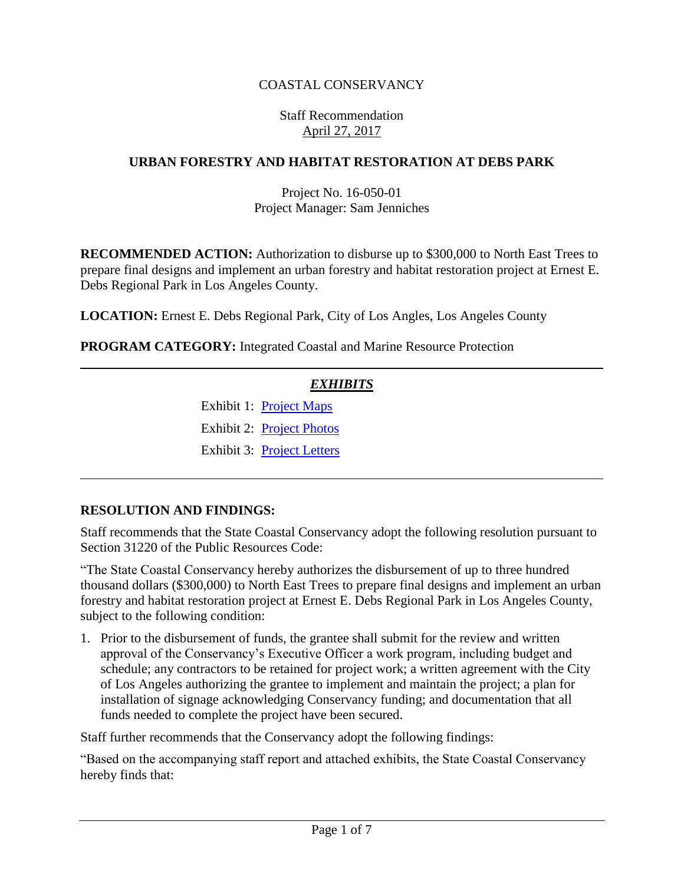COASTAL CONSERVANCY

Staff Recommendation
April 27, 2017

## URBAN FORESTRY AND HABITAT RESTORATION AT DEBS PARK

Project No. 16-050-01
Project Manager: Sam Jenniches

**RECOMMENDED ACTION:** Authorization to disburse up to $300,000 to North East Trees to prepare final designs and implement an urban forestry and habitat restoration project at Ernest E. Debs Regional Park in Los Angeles County.

**LOCATION:** Ernest E. Debs Regional Park, City of Los Angles, Los Angeles County

**PROGRAM CATEGORY:** Integrated Coastal and Marine Resource Protection

---

***EXHIBITS***

Exhibit 1: Project Maps

Exhibit 2: Project Photos

Exhibit 3: Project Letters

---

### RESOLUTION AND FINDINGS:

Staff recommends that the State Coastal Conservancy adopt the following resolution pursuant to Section 31220 of the Public Resources Code:

"The State Coastal Conservancy hereby authorizes the disbursement of up to three hundred thousand dollars ($300,000) to North East Trees to prepare final designs and implement an urban forestry and habitat restoration project at Ernest E. Debs Regional Park in Los Angeles County, subject to the following condition:

1. Prior to the disbursement of funds, the grantee shall submit for the review and written approval of the Conservancy's Executive Officer a work program, including budget and schedule; any contractors to be retained for project work; a written agreement with the City of Los Angeles authorizing the grantee to implement and maintain the project; a plan for installation of signage acknowledging Conservancy funding; and documentation that all funds needed to complete the project have been secured.

Staff further recommends that the Conservancy adopt the following findings:

"Based on the accompanying staff report and attached exhibits, the State Coastal Conservancy hereby finds that: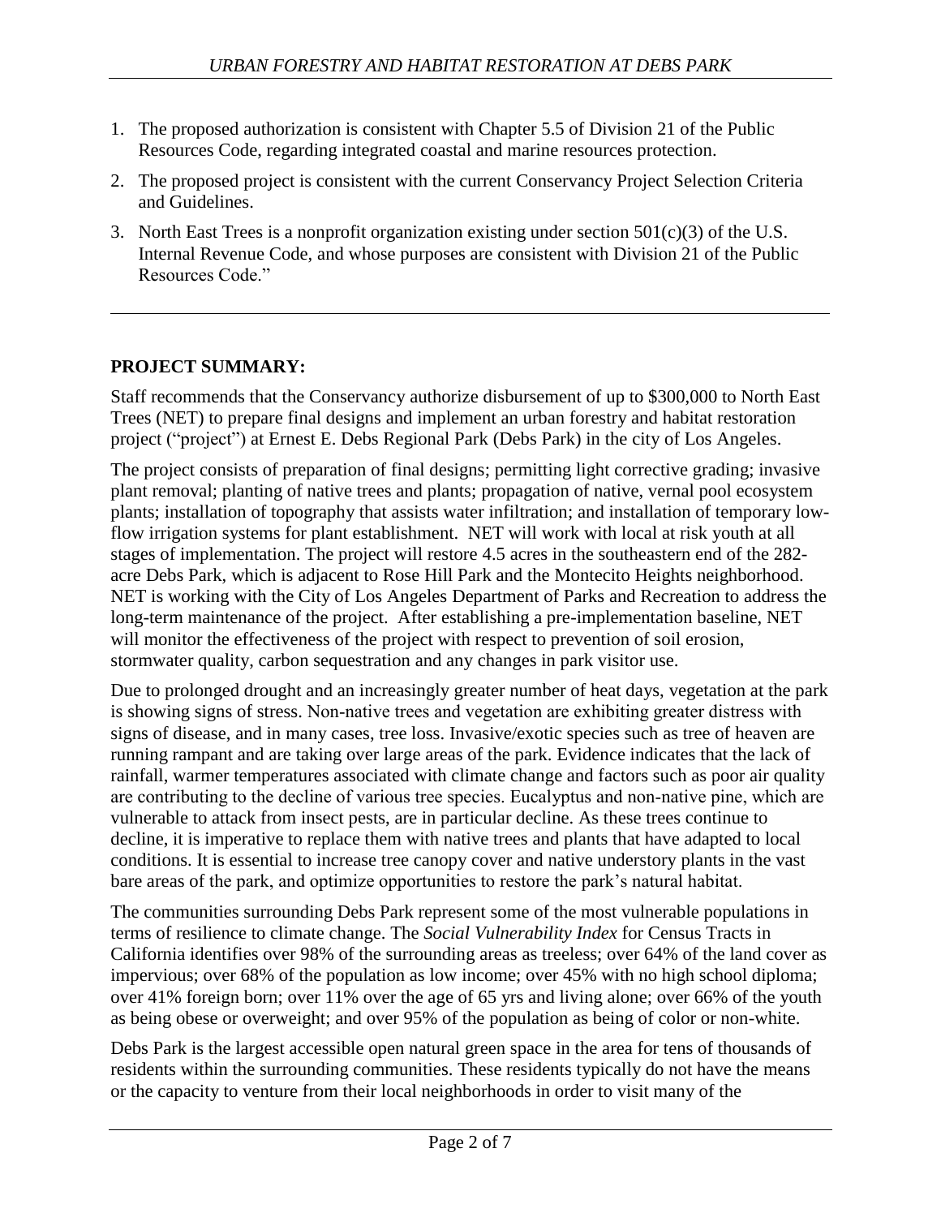1. The proposed authorization is consistent with Chapter 5.5 of Division 21 of the Public Resources Code, regarding integrated coastal and marine resources protection.
2. The proposed project is consistent with the current Conservancy Project Selection Criteria and Guidelines.
3. North East Trees is a nonprofit organization existing under section 501(c)(3) of the U.S. Internal Revenue Code, and whose purposes are consistent with Division 21 of the Public Resources Code."

---

**PROJECT SUMMARY:**

Staff recommends that the Conservancy authorize disbursement of up to $300,000 to North East Trees (NET) to prepare final designs and implement an urban forestry and habitat restoration project ("project") at Ernest E. Debs Regional Park (Debs Park) in the city of Los Angeles.

The project consists of preparation of final designs; permitting light corrective grading; invasive plant removal; planting of native trees and plants; propagation of native, vernal pool ecosystem plants; installation of topography that assists water infiltration; and installation of temporary low-flow irrigation systems for plant establishment. NET will work with local at risk youth at all stages of implementation. The project will restore 4.5 acres in the southeastern end of the 282-acre Debs Park, which is adjacent to Rose Hill Park and the Montecito Heights neighborhood. NET is working with the City of Los Angeles Department of Parks and Recreation to address the long-term maintenance of the project. After establishing a pre-implementation baseline, NET will monitor the effectiveness of the project with respect to prevention of soil erosion, stormwater quality, carbon sequestration and any changes in park visitor use.

Due to prolonged drought and an increasingly greater number of heat days, vegetation at the park is showing signs of stress. Non-native trees and vegetation are exhibiting greater distress with signs of disease, and in many cases, tree loss. Invasive/exotic species such as tree of heaven are running rampant and are taking over large areas of the park. Evidence indicates that the lack of rainfall, warmer temperatures associated with climate change and factors such as poor air quality are contributing to the decline of various tree species. Eucalyptus and non-native pine, which are vulnerable to attack from insect pests, are in particular decline. As these trees continue to decline, it is imperative to replace them with native trees and plants that have adapted to local conditions. It is essential to increase tree canopy cover and native understory plants in the vast bare areas of the park, and optimize opportunities to restore the park's natural habitat.

The communities surrounding Debs Park represent some of the most vulnerable populations in terms of resilience to climate change. The *Social Vulnerability Index* for Census Tracts in California identifies over 98% of the surrounding areas as treeless; over 64% of the land cover as impervious; over 68% of the population as low income; over 45% with no high school diploma; over 41% foreign born; over 11% over the age of 65 yrs and living alone; over 66% of the youth as being obese or overweight; and over 95% of the population as being of color or non-white.

Debs Park is the largest accessible open natural green space in the area for tens of thousands of residents within the surrounding communities. These residents typically do not have the means or the capacity to venture from their local neighborhoods in order to visit many of the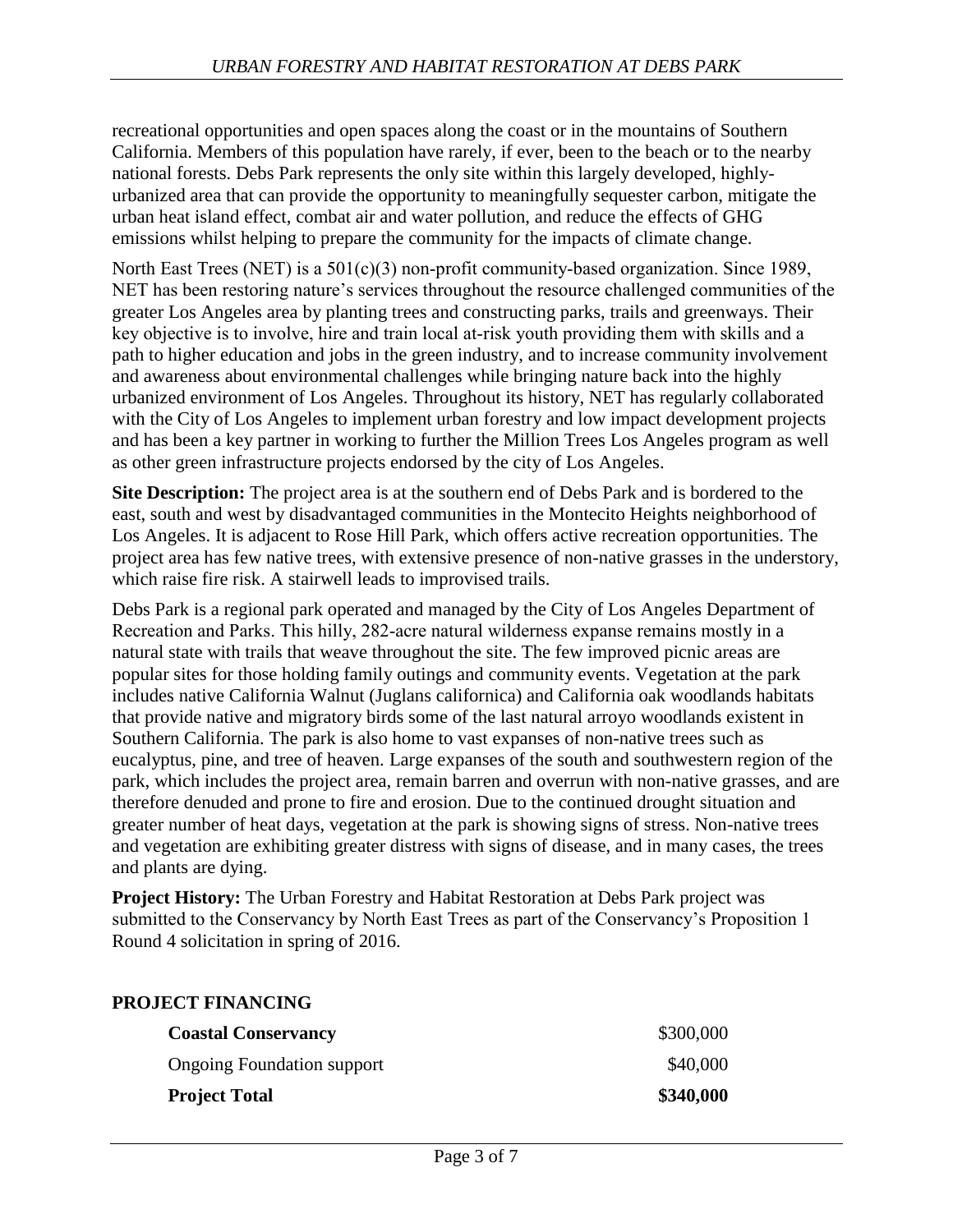recreational opportunities and open spaces along the coast or in the mountains of Southern California. Members of this population have rarely, if ever, been to the beach or to the nearby national forests. Debs Park represents the only site within this largely developed, highly-urbanized area that can provide the opportunity to meaningfully sequester carbon, mitigate the urban heat island effect, combat air and water pollution, and reduce the effects of GHG emissions whilst helping to prepare the community for the impacts of climate change.

North East Trees (NET) is a 501(c)(3) non-profit community-based organization. Since 1989, NET has been restoring nature's services throughout the resource challenged communities of the greater Los Angeles area by planting trees and constructing parks, trails and greenways. Their key objective is to involve, hire and train local at-risk youth providing them with skills and a path to higher education and jobs in the green industry, and to increase community involvement and awareness about environmental challenges while bringing nature back into the highly urbanized environment of Los Angeles. Throughout its history, NET has regularly collaborated with the City of Los Angeles to implement urban forestry and low impact development projects and has been a key partner in working to further the Million Trees Los Angeles program as well as other green infrastructure projects endorsed by the city of Los Angeles.

**Site Description:** The project area is at the southern end of Debs Park and is bordered to the east, south and west by disadvantaged communities in the Montecito Heights neighborhood of Los Angeles. It is adjacent to Rose Hill Park, which offers active recreation opportunities. The project area has few native trees, with extensive presence of non-native grasses in the understory, which raise fire risk. A stairwell leads to improvised trails.

Debs Park is a regional park operated and managed by the City of Los Angeles Department of Recreation and Parks. This hilly, 282-acre natural wilderness expanse remains mostly in a natural state with trails that weave throughout the site. The few improved picnic areas are popular sites for those holding family outings and community events. Vegetation at the park includes native California Walnut (Juglans californica) and California oak woodlands habitats that provide native and migratory birds some of the last natural arroyo woodlands existent in Southern California. The park is also home to vast expanses of non-native trees such as eucalyptus, pine, and tree of heaven. Large expanses of the south and southwestern region of the park, which includes the project area, remain barren and overrun with non-native grasses, and are therefore denuded and prone to fire and erosion. Due to the continued drought situation and greater number of heat days, vegetation at the park is showing signs of stress. Non-native trees and vegetation are exhibiting greater distress with signs of disease, and in many cases, the trees and plants are dying.

**Project History:** The Urban Forestry and Habitat Restoration at Debs Park project was submitted to the Conservancy by North East Trees as part of the Conservancy's Proposition 1 Round 4 solicitation in spring of 2016.

## PROJECT FINANCING

| | |
|---|---:|
| **Coastal Conservancy** | $300,000 |
| Ongoing Foundation support | $40,000 |
| **Project Total** | **$340,000** |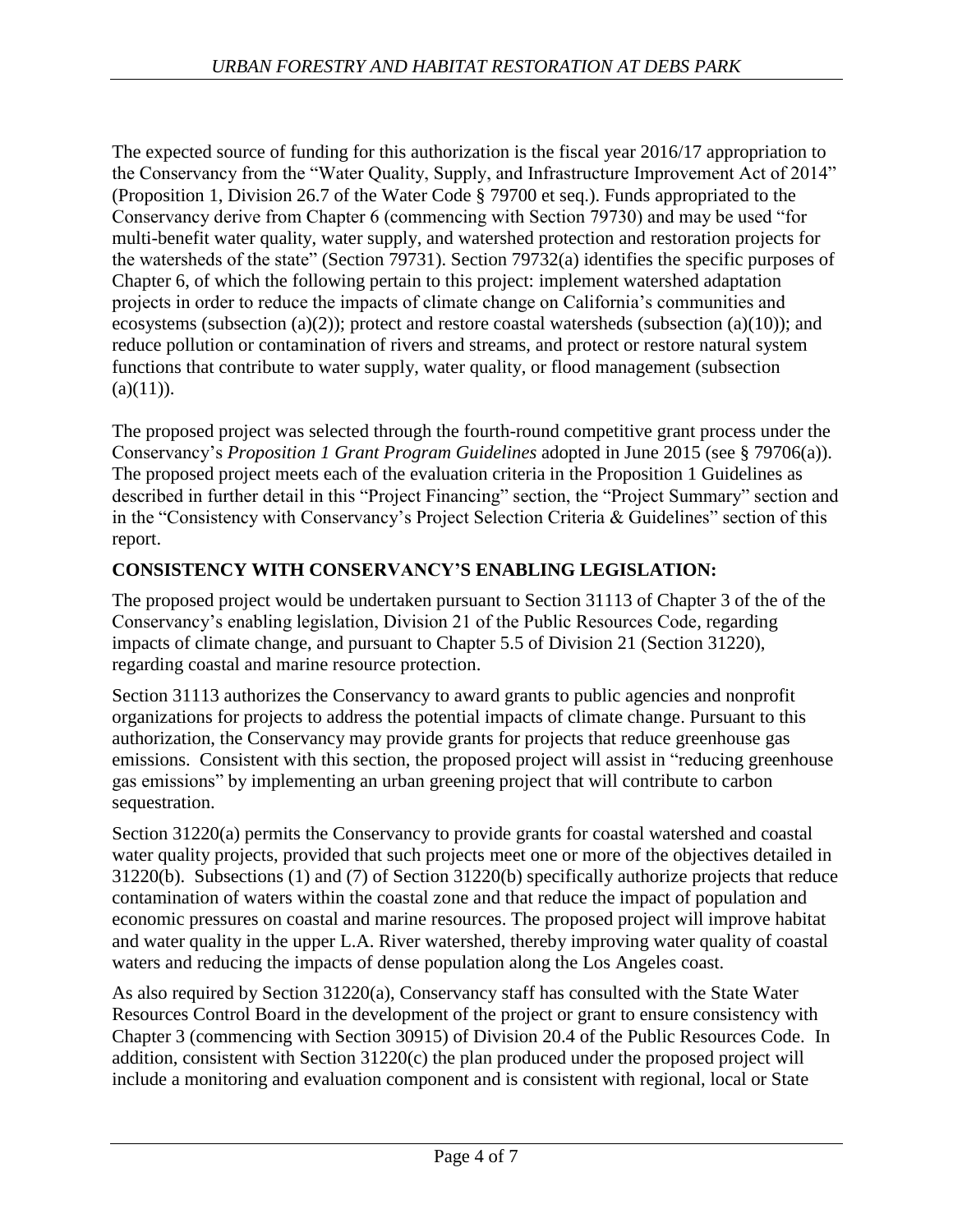The expected source of funding for this authorization is the fiscal year 2016/17 appropriation to the Conservancy from the "Water Quality, Supply, and Infrastructure Improvement Act of 2014" (Proposition 1, Division 26.7 of the Water Code § 79700 et seq.). Funds appropriated to the Conservancy derive from Chapter 6 (commencing with Section 79730) and may be used "for multi-benefit water quality, water supply, and watershed protection and restoration projects for the watersheds of the state" (Section 79731). Section 79732(a) identifies the specific purposes of Chapter 6, of which the following pertain to this project: implement watershed adaptation projects in order to reduce the impacts of climate change on California's communities and ecosystems (subsection (a)(2)); protect and restore coastal watersheds (subsection (a)(10)); and reduce pollution or contamination of rivers and streams, and protect or restore natural system functions that contribute to water supply, water quality, or flood management (subsection (a)(11)).

The proposed project was selected through the fourth-round competitive grant process under the Conservancy's *Proposition 1 Grant Program Guidelines* adopted in June 2015 (see § 79706(a)). The proposed project meets each of the evaluation criteria in the Proposition 1 Guidelines as described in further detail in this "Project Financing" section, the "Project Summary" section and in the "Consistency with Conservancy's Project Selection Criteria & Guidelines" section of this report.

**CONSISTENCY WITH CONSERVANCY'S ENABLING LEGISLATION:**

The proposed project would be undertaken pursuant to Section 31113 of Chapter 3 of the of the Conservancy's enabling legislation, Division 21 of the Public Resources Code, regarding impacts of climate change, and pursuant to Chapter 5.5 of Division 21 (Section 31220), regarding coastal and marine resource protection.

Section 31113 authorizes the Conservancy to award grants to public agencies and nonprofit organizations for projects to address the potential impacts of climate change. Pursuant to this authorization, the Conservancy may provide grants for projects that reduce greenhouse gas emissions. Consistent with this section, the proposed project will assist in "reducing greenhouse gas emissions" by implementing an urban greening project that will contribute to carbon sequestration.

Section 31220(a) permits the Conservancy to provide grants for coastal watershed and coastal water quality projects, provided that such projects meet one or more of the objectives detailed in 31220(b). Subsections (1) and (7) of Section 31220(b) specifically authorize projects that reduce contamination of waters within the coastal zone and that reduce the impact of population and economic pressures on coastal and marine resources. The proposed project will improve habitat and water quality in the upper L.A. River watershed, thereby improving water quality of coastal waters and reducing the impacts of dense population along the Los Angeles coast.

As also required by Section 31220(a), Conservancy staff has consulted with the State Water Resources Control Board in the development of the project or grant to ensure consistency with Chapter 3 (commencing with Section 30915) of Division 20.4 of the Public Resources Code. In addition, consistent with Section 31220(c) the plan produced under the proposed project will include a monitoring and evaluation component and is consistent with regional, local or State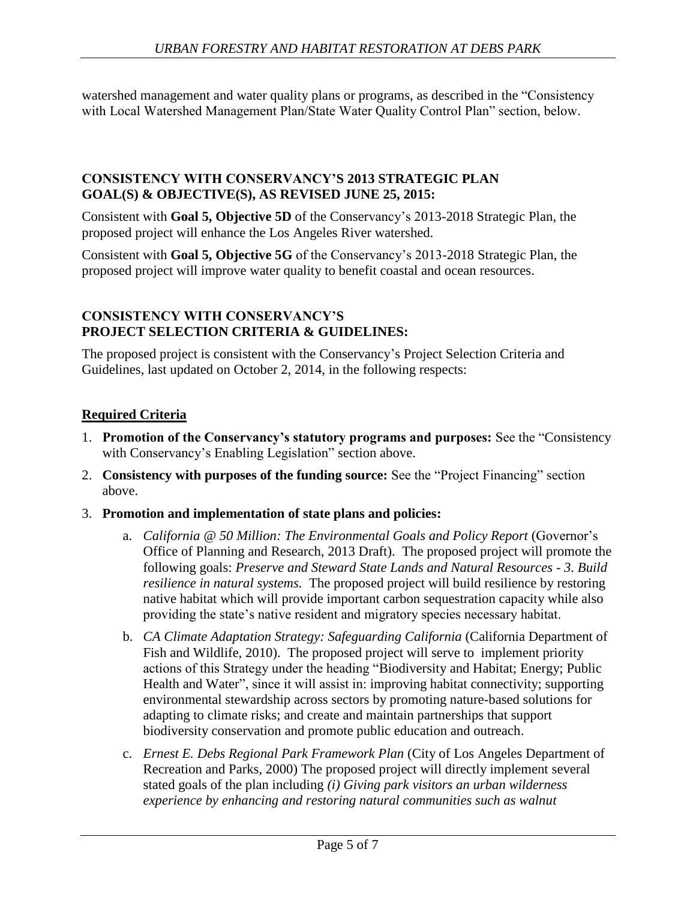watershed management and water quality plans or programs, as described in the "Consistency with Local Watershed Management Plan/State Water Quality Control Plan" section, below.

### CONSISTENCY WITH CONSERVANCY'S 2013 STRATEGIC PLAN GOAL(S) & OBJECTIVE(S), AS REVISED JUNE 25, 2015:

Consistent with **Goal 5, Objective 5D** of the Conservancy's 2013-2018 Strategic Plan, the proposed project will enhance the Los Angeles River watershed.

Consistent with **Goal 5, Objective 5G** of the Conservancy's 2013-2018 Strategic Plan, the proposed project will improve water quality to benefit coastal and ocean resources.

### CONSISTENCY WITH CONSERVANCY'S PROJECT SELECTION CRITERIA & GUIDELINES:

The proposed project is consistent with the Conservancy's Project Selection Criteria and Guidelines, last updated on October 2, 2014, in the following respects:

#### Required Criteria

1. **Promotion of the Conservancy's statutory programs and purposes:** See the "Consistency with Conservancy's Enabling Legislation" section above.
2. **Consistency with purposes of the funding source:** See the "Project Financing" section above.
3. **Promotion and implementation of state plans and policies:**
   a. *California @ 50 Million: The Environmental Goals and Policy Report* (Governor's Office of Planning and Research, 2013 Draft). The proposed project will promote the following goals: *Preserve and Steward State Lands and Natural Resources - 3. Build resilience in natural systems.* The proposed project will build resilience by restoring native habitat which will provide important carbon sequestration capacity while also providing the state's native resident and migratory species necessary habitat.

   b. *CA Climate Adaptation Strategy: Safeguarding California* (California Department of Fish and Wildlife, 2010). The proposed project will serve to implement priority actions of this Strategy under the heading "Biodiversity and Habitat; Energy; Public Health and Water", since it will assist in: improving habitat connectivity; supporting environmental stewardship across sectors by promoting nature-based solutions for adapting to climate risks; and create and maintain partnerships that support biodiversity conservation and promote public education and outreach.

   c. *Ernest E. Debs Regional Park Framework Plan* (City of Los Angeles Department of Recreation and Parks, 2000) The proposed project will directly implement several stated goals of the plan including *(i) Giving park visitors an urban wilderness experience by enhancing and restoring natural communities such as walnut*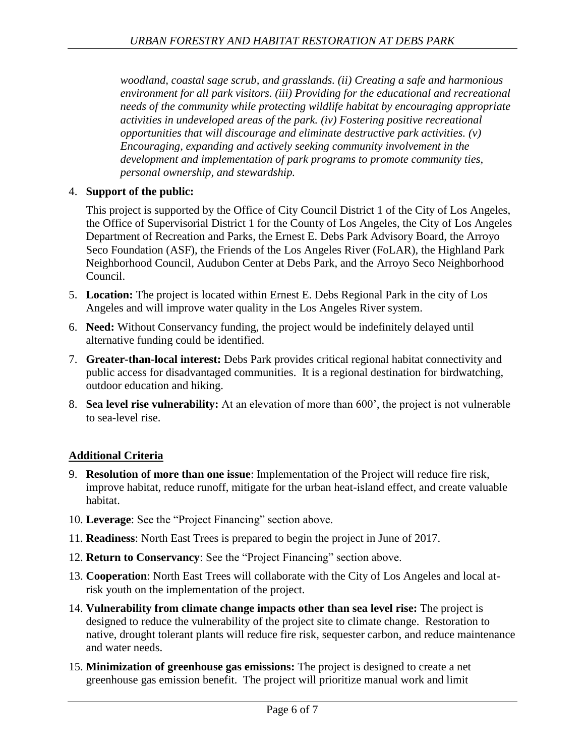*woodland, coastal sage scrub, and grasslands. (ii) Creating a safe and harmonious environment for all park visitors. (iii) Providing for the educational and recreational needs of the community while protecting wildlife habitat by encouraging appropriate activities in undeveloped areas of the park. (iv) Fostering positive recreational opportunities that will discourage and eliminate destructive park activities. (v) Encouraging, expanding and actively seeking community involvement in the development and implementation of park programs to promote community ties, personal ownership, and stewardship.*

4. **Support of the public:**

   This project is supported by the Office of City Council District 1 of the City of Los Angeles, the Office of Supervisorial District 1 for the County of Los Angeles, the City of Los Angeles Department of Recreation and Parks, the Ernest E. Debs Park Advisory Board, the Arroyo Seco Foundation (ASF), the Friends of the Los Angeles River (FoLAR), the Highland Park Neighborhood Council, Audubon Center at Debs Park, and the Arroyo Seco Neighborhood Council.

5. **Location:** The project is located within Ernest E. Debs Regional Park in the city of Los Angeles and will improve water quality in the Los Angeles River system.
6. **Need:** Without Conservancy funding, the project would be indefinitely delayed until alternative funding could be identified.
7. **Greater-than-local interest:** Debs Park provides critical regional habitat connectivity and public access for disadvantaged communities. It is a regional destination for birdwatching, outdoor education and hiking.
8. **Sea level rise vulnerability:** At an elevation of more than 600', the project is not vulnerable to sea-level rise.

**Additional Criteria**

9. **Resolution of more than one issue**: Implementation of the Project will reduce fire risk, improve habitat, reduce runoff, mitigate for the urban heat-island effect, and create valuable habitat.
10. **Leverage**: See the "Project Financing" section above.
11. **Readiness**: North East Trees is prepared to begin the project in June of 2017.
12. **Return to Conservancy**: See the "Project Financing" section above.
13. **Cooperation**: North East Trees will collaborate with the City of Los Angeles and local at-risk youth on the implementation of the project.
14. **Vulnerability from climate change impacts other than sea level rise:** The project is designed to reduce the vulnerability of the project site to climate change. Restoration to native, drought tolerant plants will reduce fire risk, sequester carbon, and reduce maintenance and water needs.
15. **Minimization of greenhouse gas emissions:** The project is designed to create a net greenhouse gas emission benefit. The project will prioritize manual work and limit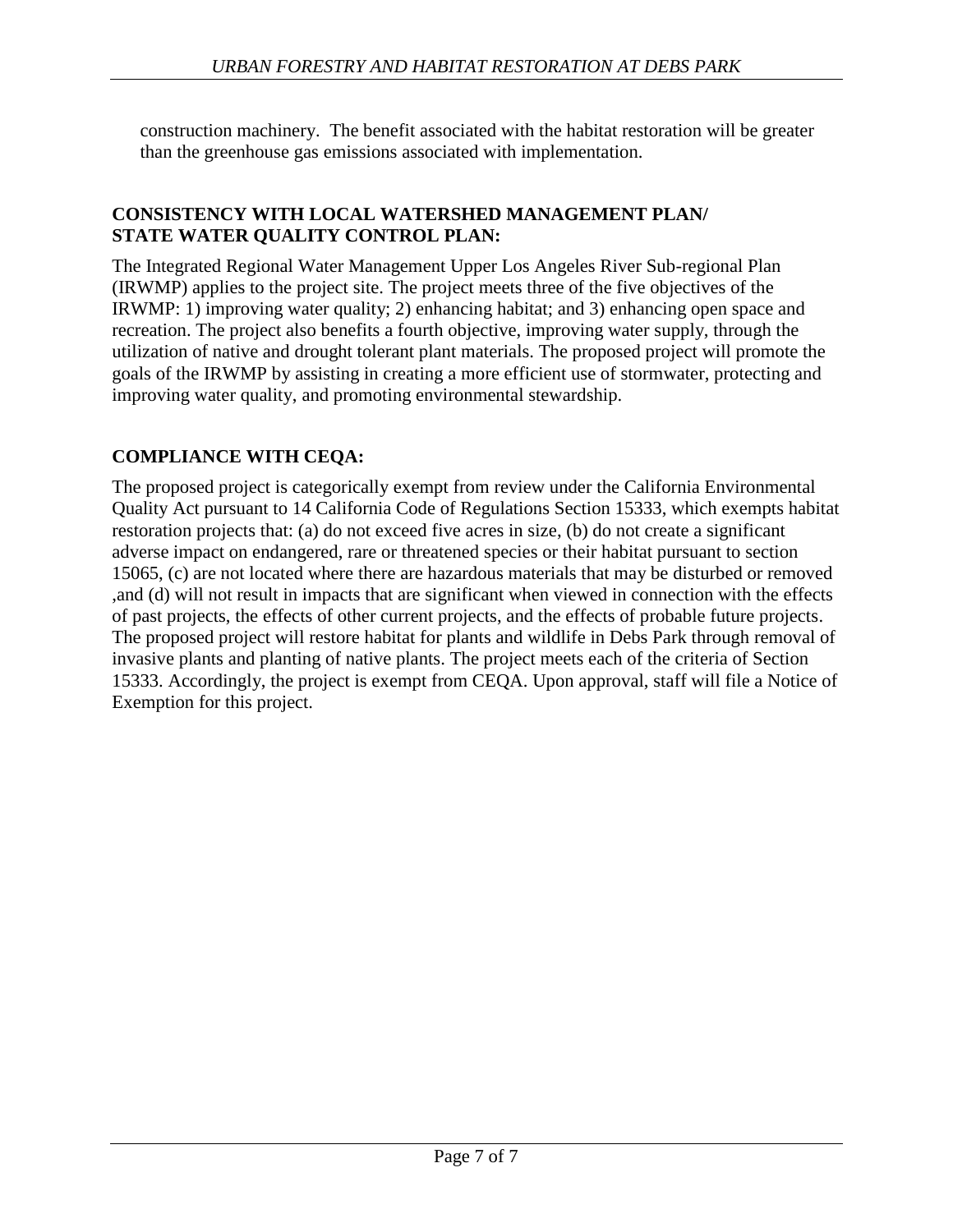construction machinery. The benefit associated with the habitat restoration will be greater than the greenhouse gas emissions associated with implementation.

**CONSISTENCY WITH LOCAL WATERSHED MANAGEMENT PLAN/ STATE WATER QUALITY CONTROL PLAN:**

The Integrated Regional Water Management Upper Los Angeles River Sub-regional Plan (IRWMP) applies to the project site. The project meets three of the five objectives of the IRWMP: 1) improving water quality; 2) enhancing habitat; and 3) enhancing open space and recreation. The project also benefits a fourth objective, improving water supply, through the utilization of native and drought tolerant plant materials. The proposed project will promote the goals of the IRWMP by assisting in creating a more efficient use of stormwater, protecting and improving water quality, and promoting environmental stewardship.

**COMPLIANCE WITH CEQA:**

The proposed project is categorically exempt from review under the California Environmental Quality Act pursuant to 14 California Code of Regulations Section 15333, which exempts habitat restoration projects that: (a) do not exceed five acres in size, (b) do not create a significant adverse impact on endangered, rare or threatened species or their habitat pursuant to section 15065, (c) are not located where there are hazardous materials that may be disturbed or removed ,and (d) will not result in impacts that are significant when viewed in connection with the effects of past projects, the effects of other current projects, and the effects of probable future projects. The proposed project will restore habitat for plants and wildlife in Debs Park through removal of invasive plants and planting of native plants. The project meets each of the criteria of Section 15333. Accordingly, the project is exempt from CEQA. Upon approval, staff will file a Notice of Exemption for this project.